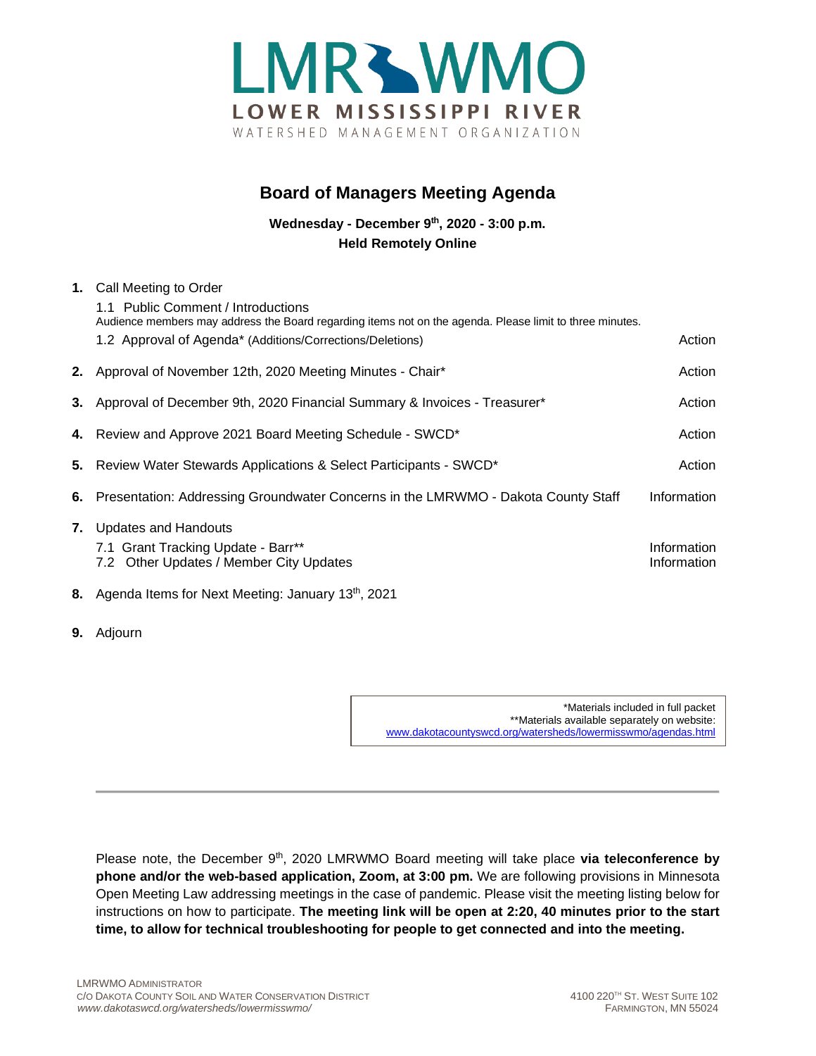# LMR WMO

**LOWER MISSISSIPPI RIVER**

WATERSHED MANAGEMENT ORGANIZATION

## Board of Managers Meeting Agenda

**Wednesday - December 9th, 2020 - 3:00 p.m.**
**Held Remotely Online**

| | | |
|---|---|---|
| **1.** | Call Meeting to Order | |
| | 1.1 Public Comment / Introductions<br>Audience members may address the Board regarding items not on the agenda. Please limit to three minutes. | |
| | 1.2 Approval of Agenda* (Additions/Corrections/Deletions) | Action |
| **2.** | Approval of November 12th, 2020 Meeting Minutes - Chair* | Action |
| **3.** | Approval of December 9th, 2020 Financial Summary & Invoices - Treasurer* | Action |
| **4.** | Review and Approve 2021 Board Meeting Schedule - SWCD* | Action |
| **5.** | Review Water Stewards Applications & Select Participants - SWCD* | Action |
| **6.** | Presentation: Addressing Groundwater Concerns in the LMRWMO - Dakota County Staff | Information |
| **7.** | Updates and Handouts | |
| | 7.1 Grant Tracking Update - Barr** | Information |
| | 7.2 Other Updates / Member City Updates | Information |
| **8.** | Agenda Items for Next Meeting: January 13th, 2021 | |
| **9.** | Adjourn | |

*Materials included in full packet
**Materials available separately on website:
www.dakotacountyswcd.org/watersheds/lowermisswmo/agendas.html

---

Please note, the December 9th, 2020 LMRWMO Board meeting will take place **via teleconference by phone and/or the web-based application, Zoom, at 3:00 pm.** We are following provisions in Minnesota Open Meeting Law addressing meetings in the case of pandemic. Please visit the meeting listing below for instructions on how to participate. **The meeting link will be open at 2:20, 40 minutes prior to the start time, to allow for technical troubleshooting for people to get connected and into the meeting.**

LMRWMO ADMINISTRATOR
C/O DAKOTA COUNTY SOIL AND WATER CONSERVATION DISTRICT
*www.dakotaswcd.org/watersheds/lowermisswmo/*

4100 220TH ST. WEST SUITE 102
FARMINGTON, MN 55024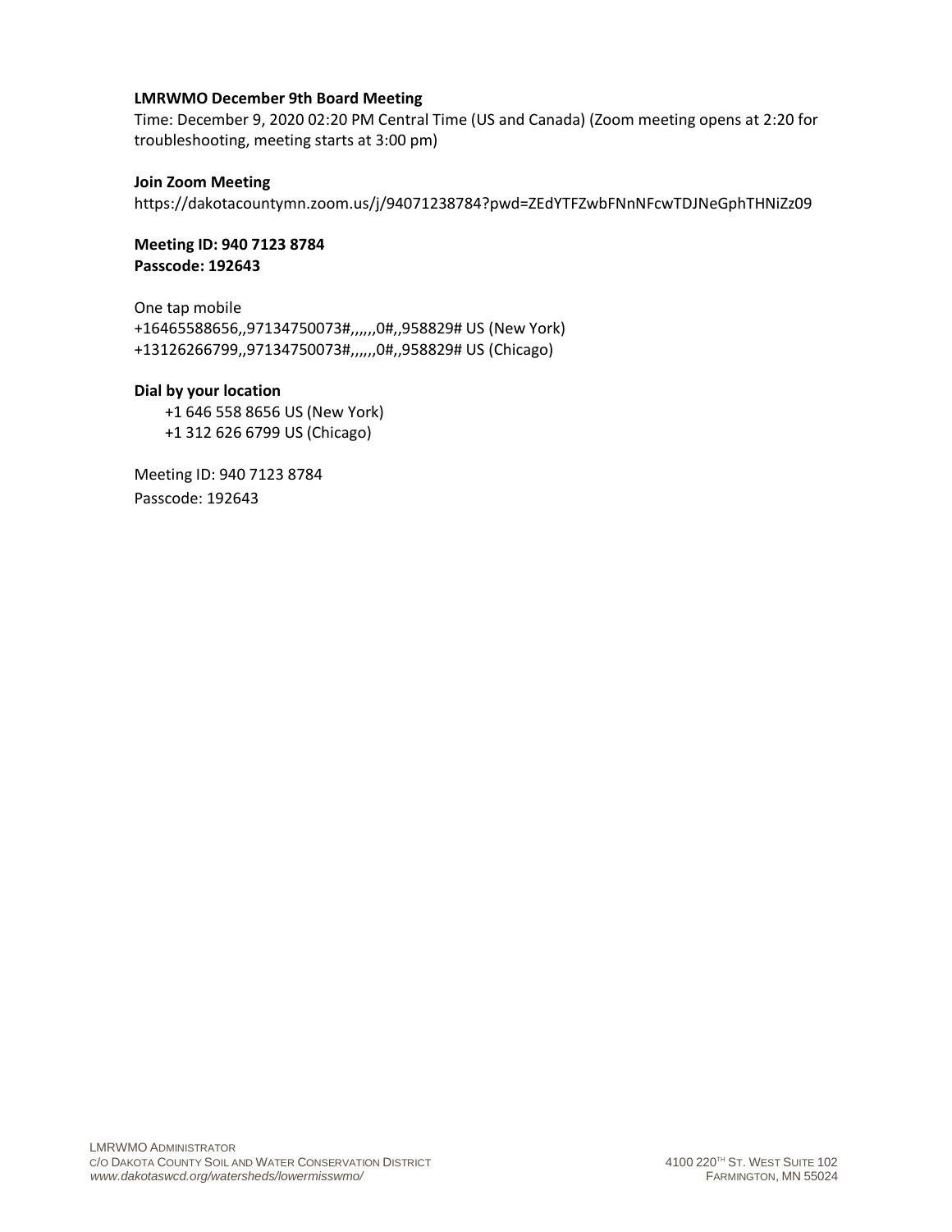**LMRWMO December 9th Board Meeting**

Time: December 9, 2020 02:20 PM Central Time (US and Canada) (Zoom meeting opens at 2:20 for troubleshooting, meeting starts at 3:00 pm)

**Join Zoom Meeting**

https://dakotacountymn.zoom.us/j/94071238784?pwd=ZEdYTFZwbFNnNFcwTDJNeGphTHNiZz09

**Meeting ID: 940 7123 8784**
**Passcode: 192643**

One tap mobile
+16465588656,,97134750073#,,,,,,0#,,958829# US (New York)
+13126266799,,97134750073#,,,,,,0#,,958829# US (Chicago)

**Dial by your location**

+1 646 558 8656 US (New York)
+1 312 626 6799 US (Chicago)

Meeting ID: 940 7123 8784
Passcode: 192643